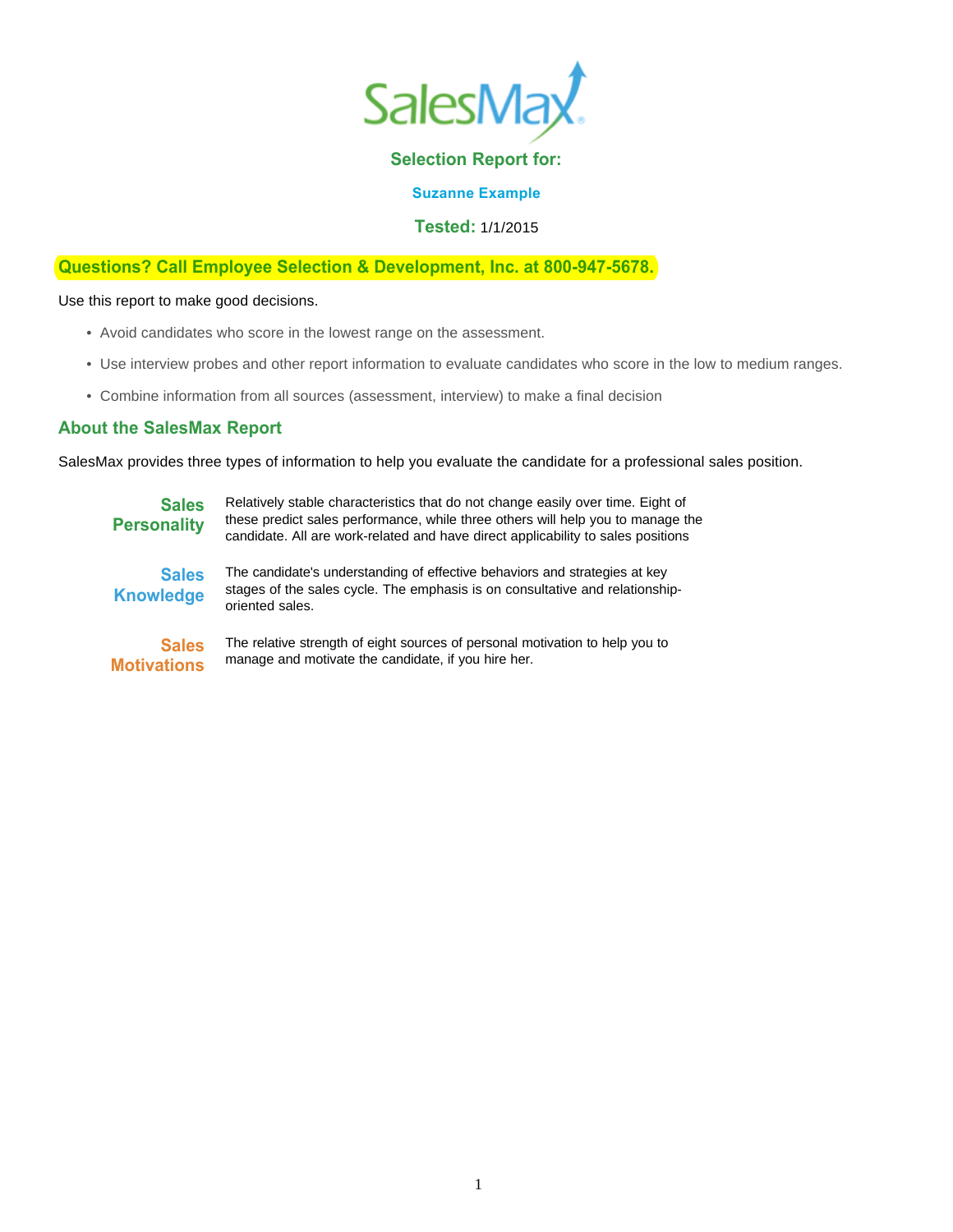# SalesMax

## Selection Report for:

**Suzanne Example**

**Tested:** 1/1/2015

**Questions? Call Employee Selection & Development, Inc. at 800-947-5678.**

Use this report to make good decisions.

- Avoid candidates who score in the lowest range on the assessment.
- Use interview probes and other report information to evaluate candidates who score in the low to medium ranges.
- Combine information from all sources (assessment, interview) to make a final decision

## About the SalesMax Report

SalesMax provides three types of information to help you evaluate the candidate for a professional sales position.

**Sales Personality** — Relatively stable characteristics that do not change easily over time. Eight of these predict sales performance, while three others will help you to manage the candidate. All are work-related and have direct applicability to sales positions

**Sales Knowledge** — The candidate's understanding of effective behaviors and strategies at key stages of the sales cycle. The emphasis is on consultative and relationship-oriented sales.

**Sales Motivations** — The relative strength of eight sources of personal motivation to help you to manage and motivate the candidate, if you hire her.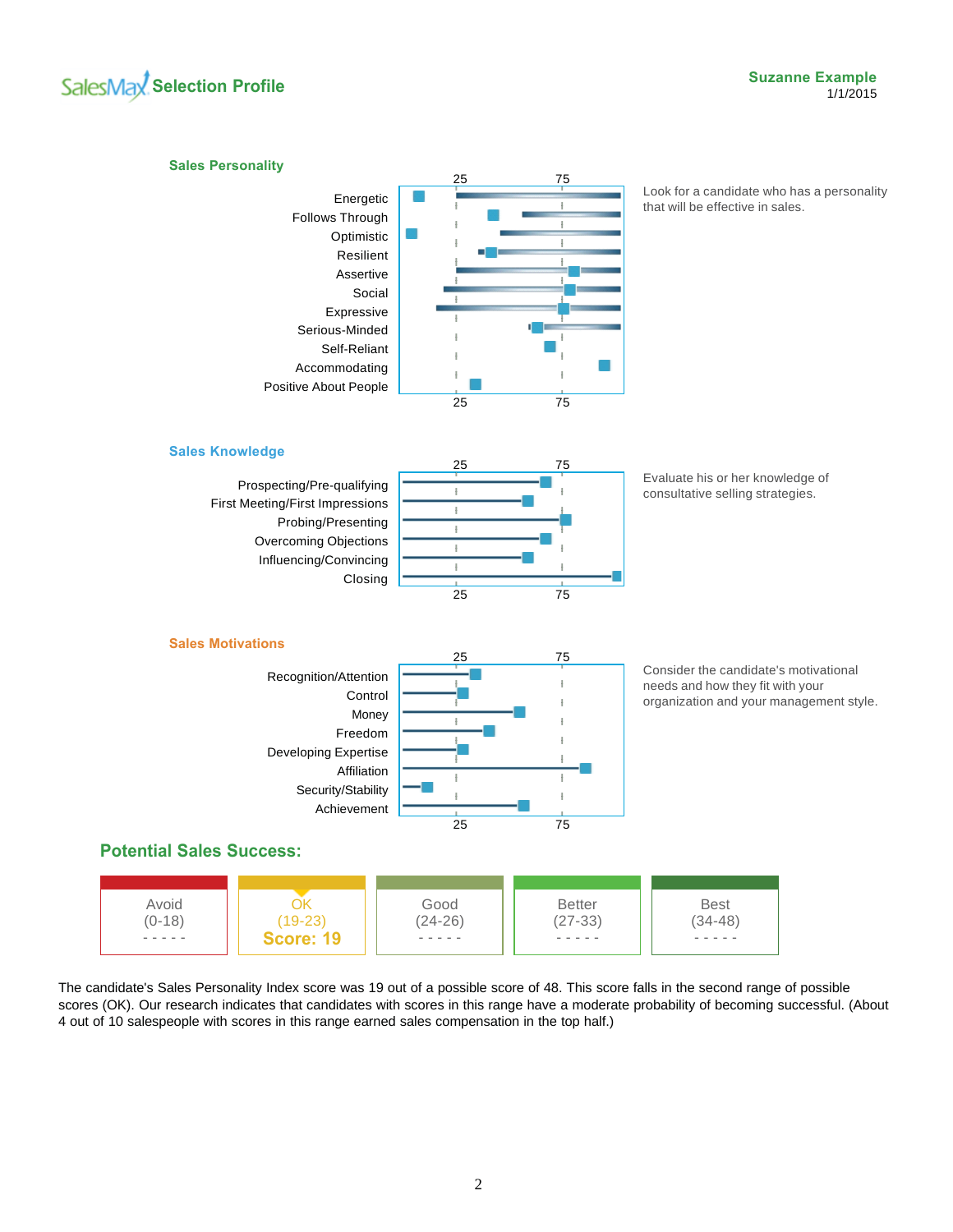SalesMax **Selection Profile**

**Suzanne Example**
1/1/2015

## Sales Personality

Look for a candidate who has a personality that will be effective in sales.

- Energetic
- Follows Through
- Optimistic
- Resilient
- Assertive
- Social
- Expressive
- Serious-Minded
- Self-Reliant
- Accommodating
- Positive About People

## Sales Knowledge

Evaluate his or her knowledge of consultative selling strategies.

- Prospecting/Pre-qualifying
- First Meeting/First Impressions
- Probing/Presenting
- Overcoming Objections
- Influencing/Convincing
- Closing

## Sales Motivations

Consider the candidate's motivational needs and how they fit with your organization and your management style.

- Recognition/Attention
- Control
- Money
- Freedom
- Developing Expertise
- Affiliation
- Security/Stability
- Achievement

## Potential Sales Success:

| Avoid | OK | Good | Better | Best |
|---|---|---|---|---|
| (0-18) | (19-23) | (24-26) | (27-33) | (34-48) |
| - - - - - | **Score: 19** | - - - - - | - - - - - | - - - - - |

The candidate's Sales Personality Index score was 19 out of a possible score of 48. This score falls in the second range of possible scores (OK). Our research indicates that candidates with scores in this range have a moderate probability of becoming successful. (About 4 out of 10 salespeople with scores in this range earned sales compensation in the top half.)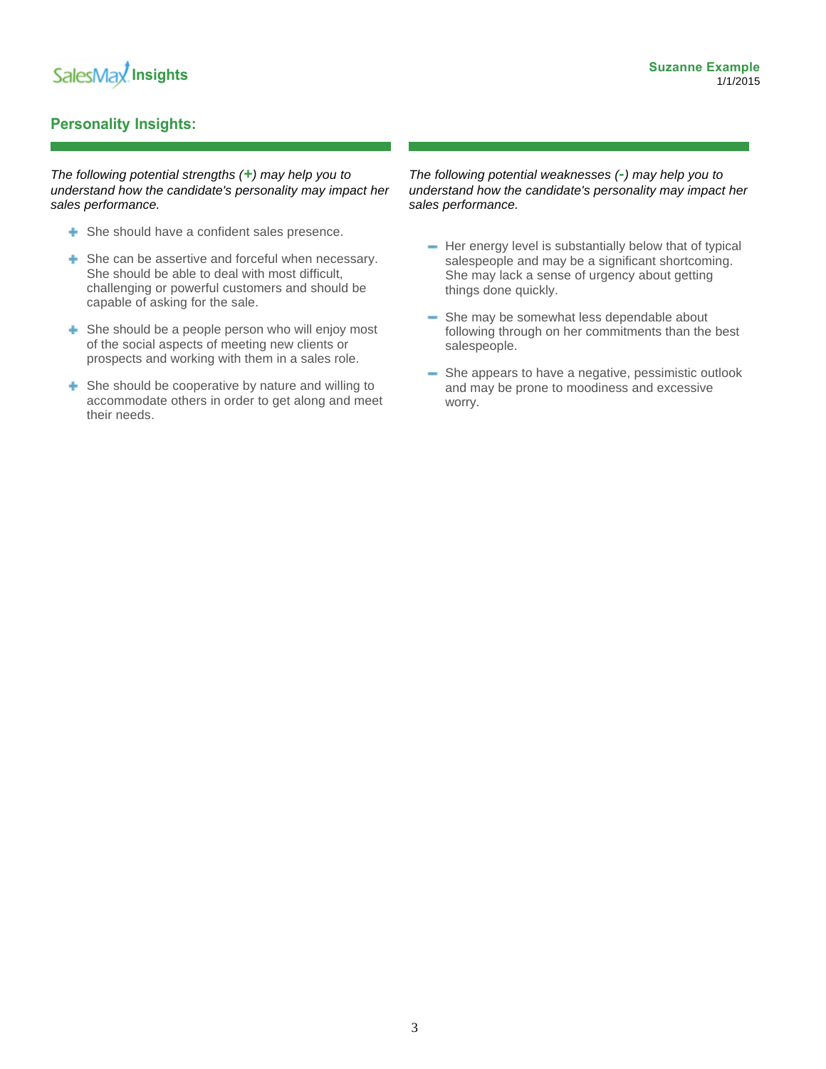## Personality Insights:

*The following potential strengths (+) may help you to understand how the candidate's personality may impact her sales performance.*

- She should have a confident sales presence.
- She can be assertive and forceful when necessary. She should be able to deal with most difficult, challenging or powerful customers and should be capable of asking for the sale.
- She should be a people person who will enjoy most of the social aspects of meeting new clients or prospects and working with them in a sales role.
- She should be cooperative by nature and willing to accommodate others in order to get along and meet their needs.

*The following potential weaknesses (-) may help you to understand how the candidate's personality may impact her sales performance.*

- Her energy level is substantially below that of typical salespeople and may be a significant shortcoming. She may lack a sense of urgency about getting things done quickly.
- She may be somewhat less dependable about following through on her commitments than the best salespeople.
- She appears to have a negative, pessimistic outlook and may be prone to moodiness and excessive worry.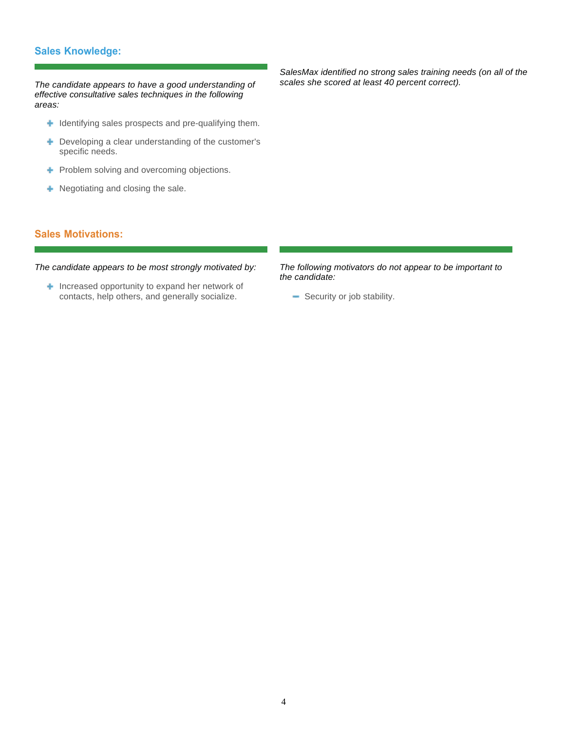## Sales Knowledge:

*The candidate appears to have a good understanding of effective consultative sales techniques in the following areas:*

- Identifying sales prospects and pre-qualifying them.
- Developing a clear understanding of the customer's specific needs.
- Problem solving and overcoming objections.
- Negotiating and closing the sale.

*SalesMax identified no strong sales training needs (on all of the scales she scored at least 40 percent correct).*

## Sales Motivations:

*The candidate appears to be most strongly motivated by:*

- Increased opportunity to expand her network of contacts, help others, and generally socialize.

*The following motivators do not appear to be important to the candidate:*

- Security or job stability.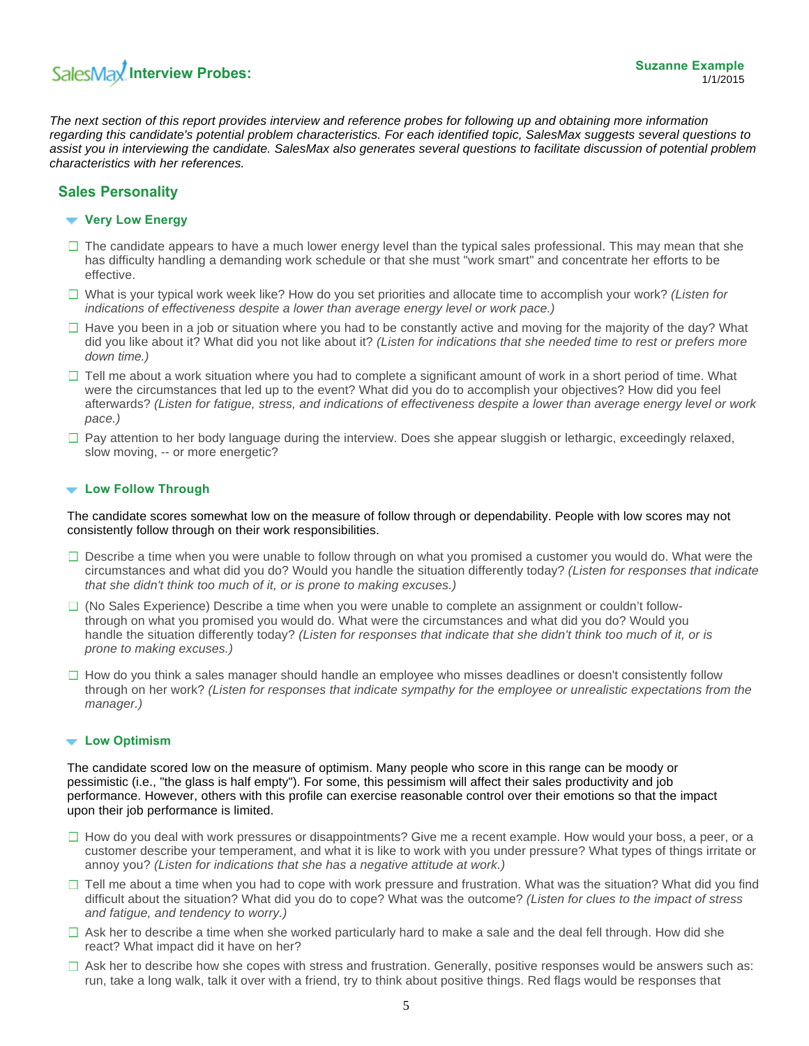## Interview Probes:

*The next section of this report provides interview and reference probes for following up and obtaining more information regarding this candidate's potential problem characteristics. For each identified topic, SalesMax suggests several questions to assist you in interviewing the candidate. SalesMax also generates several questions to facilitate discussion of potential problem characteristics with her references.*

## Sales Personality

### Very Low Energy

- ☐ The candidate appears to have a much lower energy level than the typical sales professional. This may mean that she has difficulty handling a demanding work schedule or that she must "work smart" and concentrate her efforts to be effective.
- ☐ What is your typical work week like? How do you set priorities and allocate time to accomplish your work? *(Listen for indications of effectiveness despite a lower than average energy level or work pace.)*
- ☐ Have you been in a job or situation where you had to be constantly active and moving for the majority of the day? What did you like about it? What did you not like about it? *(Listen for indications that she needed time to rest or prefers more down time.)*
- ☐ Tell me about a work situation where you had to complete a significant amount of work in a short period of time. What were the circumstances that led up to the event? What did you do to accomplish your objectives? How did you feel afterwards? *(Listen for fatigue, stress, and indications of effectiveness despite a lower than average energy level or work pace.)*
- ☐ Pay attention to her body language during the interview. Does she appear sluggish or lethargic, exceedingly relaxed, slow moving, -- or more energetic?

### Low Follow Through

The candidate scores somewhat low on the measure of follow through or dependability. People with low scores may not consistently follow through on their work responsibilities.

- ☐ Describe a time when you were unable to follow through on what you promised a customer you would do. What were the circumstances and what did you do? Would you handle the situation differently today? *(Listen for responses that indicate that she didn't think too much of it, or is prone to making excuses.)*
- ☐ (No Sales Experience) Describe a time when you were unable to complete an assignment or couldn't follow-through on what you promised you would do. What were the circumstances and what did you do? Would you handle the situation differently today? *(Listen for responses that indicate that she didn't think too much of it, or is prone to making excuses.)*
- ☐ How do you think a sales manager should handle an employee who misses deadlines or doesn't consistently follow through on her work? *(Listen for responses that indicate sympathy for the employee or unrealistic expectations from the manager.)*

### Low Optimism

The candidate scored low on the measure of optimism. Many people who score in this range can be moody or pessimistic (i.e., "the glass is half empty"). For some, this pessimism will affect their sales productivity and job performance. However, others with this profile can exercise reasonable control over their emotions so that the impact upon their job performance is limited.

- ☐ How do you deal with work pressures or disappointments? Give me a recent example. How would your boss, a peer, or a customer describe your temperament, and what it is like to work with you under pressure? What types of things irritate or annoy you? *(Listen for indications that she has a negative attitude at work.)*
- ☐ Tell me about a time when you had to cope with work pressure and frustration. What was the situation? What did you find difficult about the situation? What did you do to cope? What was the outcome? *(Listen for clues to the impact of stress and fatigue, and tendency to worry.)*
- ☐ Ask her to describe a time when she worked particularly hard to make a sale and the deal fell through. How did she react? What impact did it have on her?
- ☐ Ask her to describe how she copes with stress and frustration. Generally, positive responses would be answers such as: run, take a long walk, talk it over with a friend, try to think about positive things. Red flags would be responses that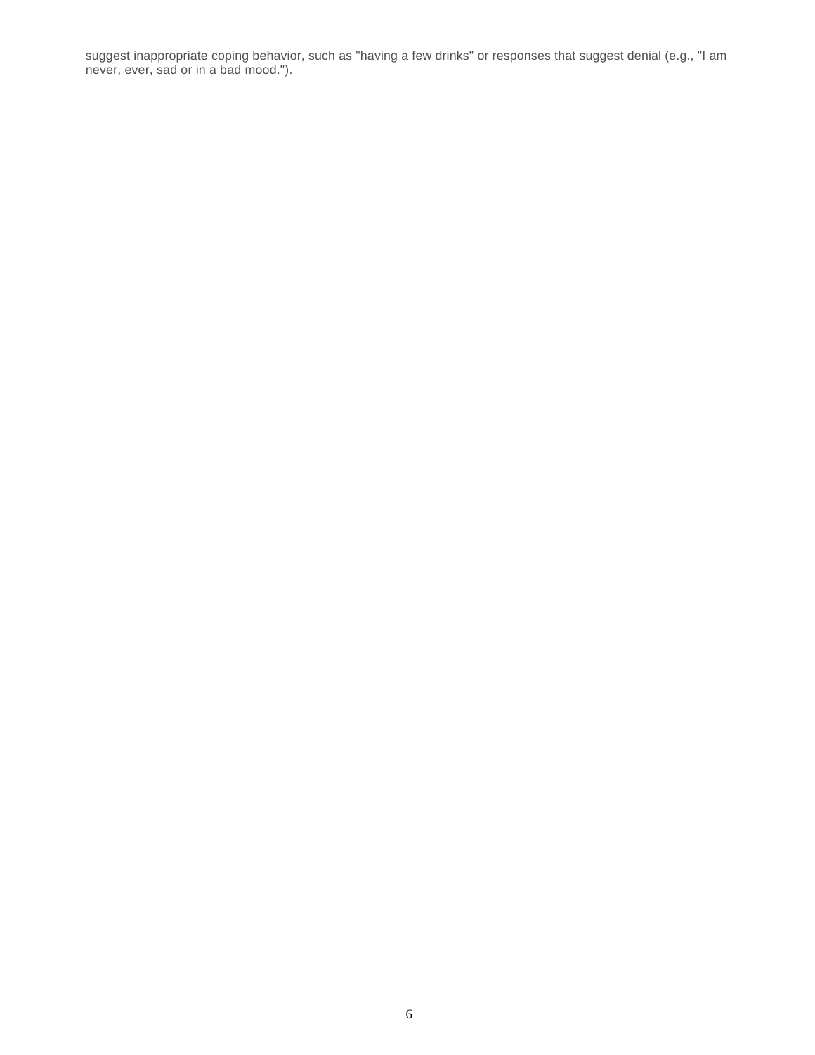suggest inappropriate coping behavior, such as "having a few drinks" or responses that suggest denial (e.g., "I am never, ever, sad or in a bad mood.").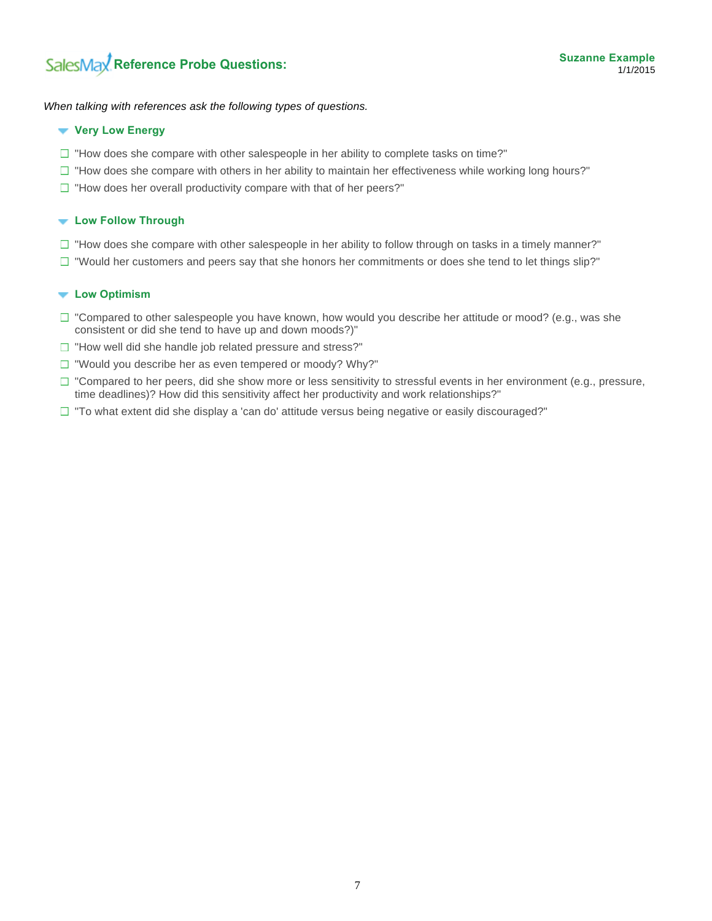# Reference Probe Questions:

**Suzanne Example**
1/1/2015

*When talking with references ask the following types of questions.*

### Very Low Energy

- ❑ "How does she compare with other salespeople in her ability to complete tasks on time?"
- ❑ "How does she compare with others in her ability to maintain her effectiveness while working long hours?"
- ❑ "How does her overall productivity compare with that of her peers?"

### Low Follow Through

- ❑ "How does she compare with other salespeople in her ability to follow through on tasks in a timely manner?"
- ❑ "Would her customers and peers say that she honors her commitments or does she tend to let things slip?"

### Low Optimism

- ❑ "Compared to other salespeople you have known, how would you describe her attitude or mood? (e.g., was she consistent or did she tend to have up and down moods?)"
- ❑ "How well did she handle job related pressure and stress?"
- ❑ "Would you describe her as even tempered or moody? Why?"
- ❑ "Compared to her peers, did she show more or less sensitivity to stressful events in her environment (e.g., pressure, time deadlines)? How did this sensitivity affect her productivity and work relationships?"
- ❑ "To what extent did she display a 'can do' attitude versus being negative or easily discouraged?"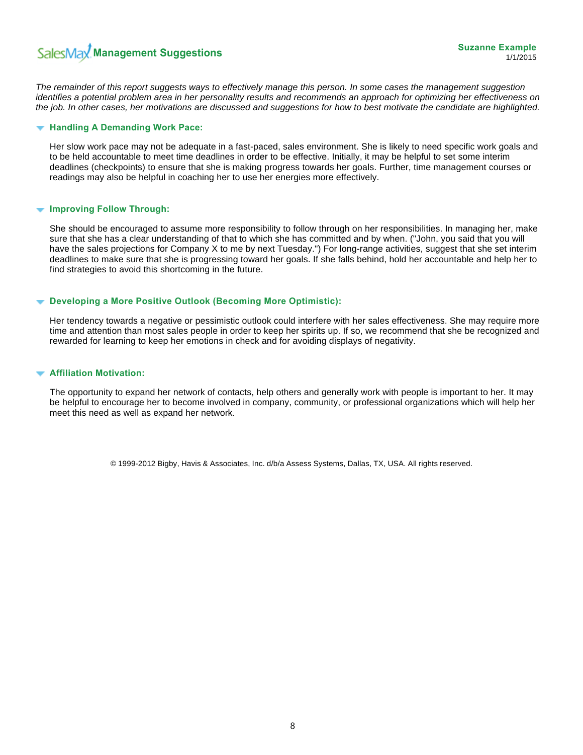# Management Suggestions

**Suzanne Example**
1/1/2015

*The remainder of this report suggests ways to effectively manage this person. In some cases the management suggestion identifies a potential problem area in her personality results and recommends an approach for optimizing her effectiveness on the job. In other cases, her motivations are discussed and suggestions for how to best motivate the candidate are highlighted.*

### Handling A Demanding Work Pace:

Her slow work pace may not be adequate in a fast-paced, sales environment. She is likely to need specific work goals and to be held accountable to meet time deadlines in order to be effective. Initially, it may be helpful to set some interim deadlines (checkpoints) to ensure that she is making progress towards her goals. Further, time management courses or readings may also be helpful in coaching her to use her energies more effectively.

### Improving Follow Through:

She should be encouraged to assume more responsibility to follow through on her responsibilities. In managing her, make sure that she has a clear understanding of that to which she has committed and by when. ("John, you said that you will have the sales projections for Company X to me by next Tuesday.") For long-range activities, suggest that she set interim deadlines to make sure that she is progressing toward her goals. If she falls behind, hold her accountable and help her to find strategies to avoid this shortcoming in the future.

### Developing a More Positive Outlook (Becoming More Optimistic):

Her tendency towards a negative or pessimistic outlook could interfere with her sales effectiveness. She may require more time and attention than most sales people in order to keep her spirits up. If so, we recommend that she be recognized and rewarded for learning to keep her emotions in check and for avoiding displays of negativity.

### Affiliation Motivation:

The opportunity to expand her network of contacts, help others and generally work with people is important to her. It may be helpful to encourage her to become involved in company, community, or professional organizations which will help her meet this need as well as expand her network.

© 1999-2012 Bigby, Havis & Associates, Inc. d/b/a Assess Systems, Dallas, TX, USA. All rights reserved.